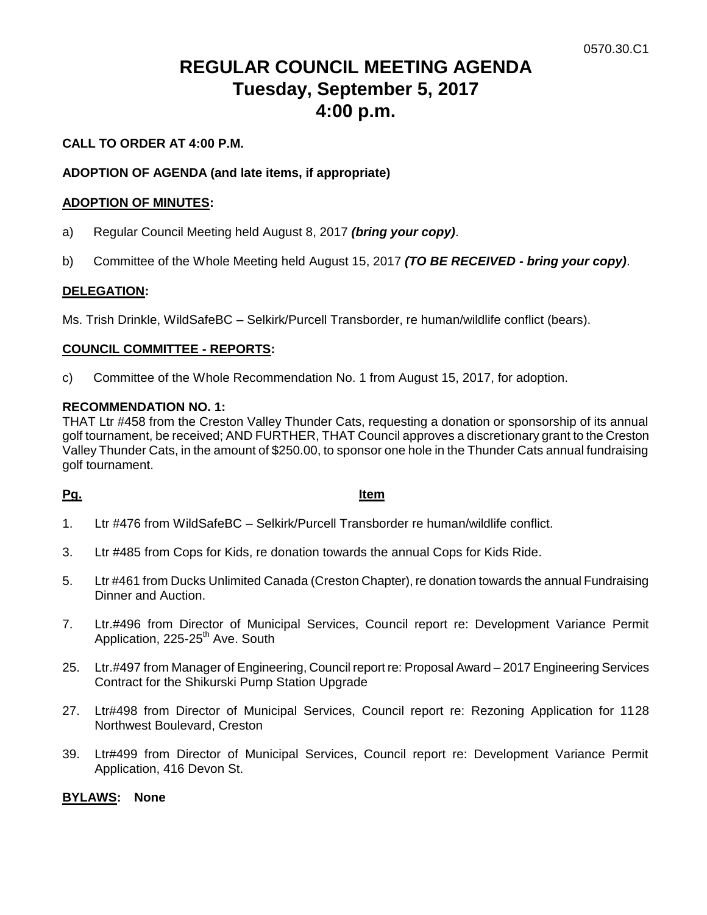0570.30.C1

# REGULAR COUNCIL MEETING AGENDA
# Tuesday, September 5, 2017
# 4:00 p.m.

**CALL TO ORDER AT 4:00 P.M.**

**ADOPTION OF AGENDA (and late items, if appropriate)**

**ADOPTION OF MINUTES:**

a) Regular Council Meeting held August 8, 2017 ***(bring your copy)***.

b) Committee of the Whole Meeting held August 15, 2017 ***(TO BE RECEIVED - bring your copy)***.

**DELEGATION:**

Ms. Trish Drinkle, WildSafeBC – Selkirk/Purcell Transborder, re human/wildlife conflict (bears).

**COUNCIL COMMITTEE - REPORTS:**

c) Committee of the Whole Recommendation No. 1 from August 15, 2017, for adoption.

**RECOMMENDATION NO. 1:**
THAT Ltr #458 from the Creston Valley Thunder Cats, requesting a donation or sponsorship of its annual golf tournament, be received; AND FURTHER, THAT Council approves a discretionary grant to the Creston Valley Thunder Cats, in the amount of $250.00, to sponsor one hole in the Thunder Cats annual fundraising golf tournament.

| Pg. | Item |
|---|---|
| 1. | Ltr #476 from WildSafeBC – Selkirk/Purcell Transborder re human/wildlife conflict. |
| 3. | Ltr #485 from Cops for Kids, re donation towards the annual Cops for Kids Ride. |
| 5. | Ltr #461 from Ducks Unlimited Canada (Creston Chapter), re donation towards the annual Fundraising Dinner and Auction. |
| 7. | Ltr.#496 from Director of Municipal Services, Council report re: Development Variance Permit Application, 225-25th Ave. South |
| 25. | Ltr.#497 from Manager of Engineering, Council report re: Proposal Award – 2017 Engineering Services Contract for the Shikurski Pump Station Upgrade |
| 27. | Ltr#498 from Director of Municipal Services, Council report re: Rezoning Application for 1128 Northwest Boulevard, Creston |
| 39. | Ltr#499 from Director of Municipal Services, Council report re: Development Variance Permit Application, 416 Devon St. |

**BYLAWS: None**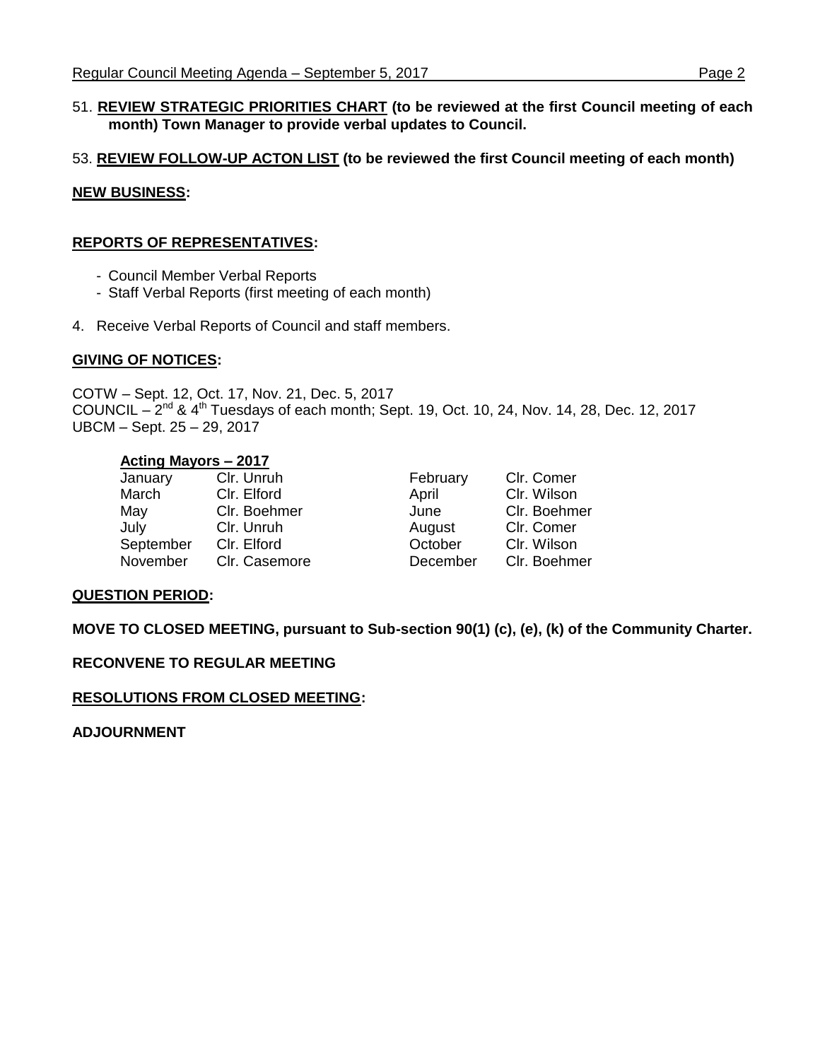51. **<u>REVIEW STRATEGIC PRIORITIES CHART</u> (to be reviewed at the first Council meeting of each month) Town Manager to provide verbal updates to Council.**

53. **<u>REVIEW FOLLOW-UP ACTON LIST</u> (to be reviewed the first Council meeting of each month)**

**<u>NEW BUSINESS</u>:**

**<u>REPORTS OF REPRESENTATIVES</u>:**

- Council Member Verbal Reports
- Staff Verbal Reports (first meeting of each month)

4. Receive Verbal Reports of Council and staff members.

**<u>GIVING OF NOTICES</u>:**

COTW – Sept. 12, Oct. 17, Nov. 21, Dec. 5, 2017
COUNCIL – 2nd & 4th Tuesdays of each month; Sept. 19, Oct. 10, 24, Nov. 14, 28, Dec. 12, 2017
UBCM – Sept. 25 – 29, 2017

**<u>Acting Mayors – 2017</u>**

| | | | |
|---|---|---|---|
| January | Clr. Unruh | February | Clr. Comer |
| March | Clr. Elford | April | Clr. Wilson |
| May | Clr. Boehmer | June | Clr. Boehmer |
| July | Clr. Unruh | August | Clr. Comer |
| September | Clr. Elford | October | Clr. Wilson |
| November | Clr. Casemore | December | Clr. Boehmer |

**<u>QUESTION PERIOD</u>:**

**MOVE TO CLOSED MEETING, pursuant to Sub-section 90(1) (c), (e), (k) of the Community Charter.**

**RECONVENE TO REGULAR MEETING**

**<u>RESOLUTIONS FROM CLOSED MEETING</u>:**

**ADJOURNMENT**